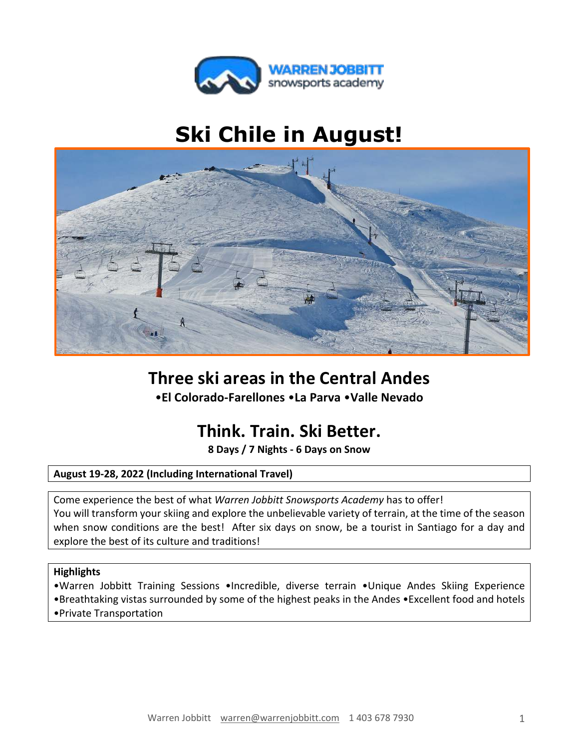WARREN JOBBITT snowsports academy

# Ski Chile in August!

## Three ski areas in the Central Andes

**•El Colorado-Farellones •La Parva •Valle Nevado**

## Think. Train. Ski Better.

**8 Days / 7 Nights - 6 Days on Snow**

**August 19-28, 2022 (Including International Travel)**

Come experience the best of what *Warren Jobbitt Snowsports Academy* has to offer!
You will transform your skiing and explore the unbelievable variety of terrain, at the time of the season when snow conditions are the best! After six days on snow, be a tourist in Santiago for a day and explore the best of its culture and traditions!

**Highlights**

•Warren Jobbitt Training Sessions •Incredible, diverse terrain •Unique Andes Skiing Experience •Breathtaking vistas surrounded by some of the highest peaks in the Andes •Excellent food and hotels •Private Transportation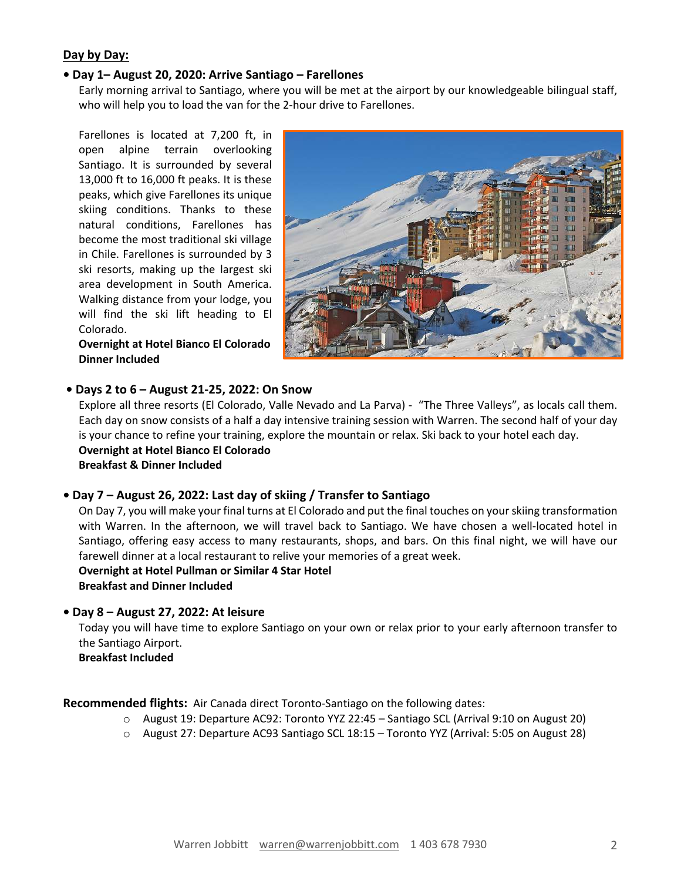## Day by Day:

- **Day 1– August 20, 2020: Arrive Santiago – Farellones**

  Early morning arrival to Santiago, where you will be met at the airport by our knowledgeable bilingual staff, who will help you to load the van for the 2-hour drive to Farellones.

  Farellones is located at 7,200 ft, in open alpine terrain overlooking Santiago. It is surrounded by several 13,000 ft to 16,000 ft peaks. It is these peaks, which give Farellones its unique skiing conditions. Thanks to these natural conditions, Farellones has become the most traditional ski village in Chile. Farellones is surrounded by 3 ski resorts, making up the largest ski area development in South America. Walking distance from your lodge, you will find the ski lift heading to El Colorado.

  **Overnight at Hotel Bianco El Colorado**
  **Dinner Included**

- **Days 2 to 6 – August 21-25, 2022: On Snow**

  Explore all three resorts (El Colorado, Valle Nevado and La Parva) - "The Three Valleys", as locals call them. Each day on snow consists of a half a day intensive training session with Warren. The second half of your day is your chance to refine your training, explore the mountain or relax. Ski back to your hotel each day.

  **Overnight at Hotel Bianco El Colorado**
  **Breakfast & Dinner Included**

- **Day 7 – August 26, 2022: Last day of skiing / Transfer to Santiago**

  On Day 7, you will make your final turns at El Colorado and put the final touches on your skiing transformation with Warren. In the afternoon, we will travel back to Santiago. We have chosen a well-located hotel in Santiago, offering easy access to many restaurants, shops, and bars. On this final night, we will have our farewell dinner at a local restaurant to relive your memories of a great week.

  **Overnight at Hotel Pullman or Similar 4 Star Hotel**
  **Breakfast and Dinner Included**

- **Day 8 – August 27, 2022: At leisure**

  Today you will have time to explore Santiago on your own or relax prior to your early afternoon transfer to the Santiago Airport.

  **Breakfast Included**

**Recommended flights:** Air Canada direct Toronto-Santiago on the following dates:

- August 19: Departure AC92: Toronto YYZ 22:45 – Santiago SCL (Arrival 9:10 on August 20)
- August 27: Departure AC93 Santiago SCL 18:15 – Toronto YYZ (Arrival: 5:05 on August 28)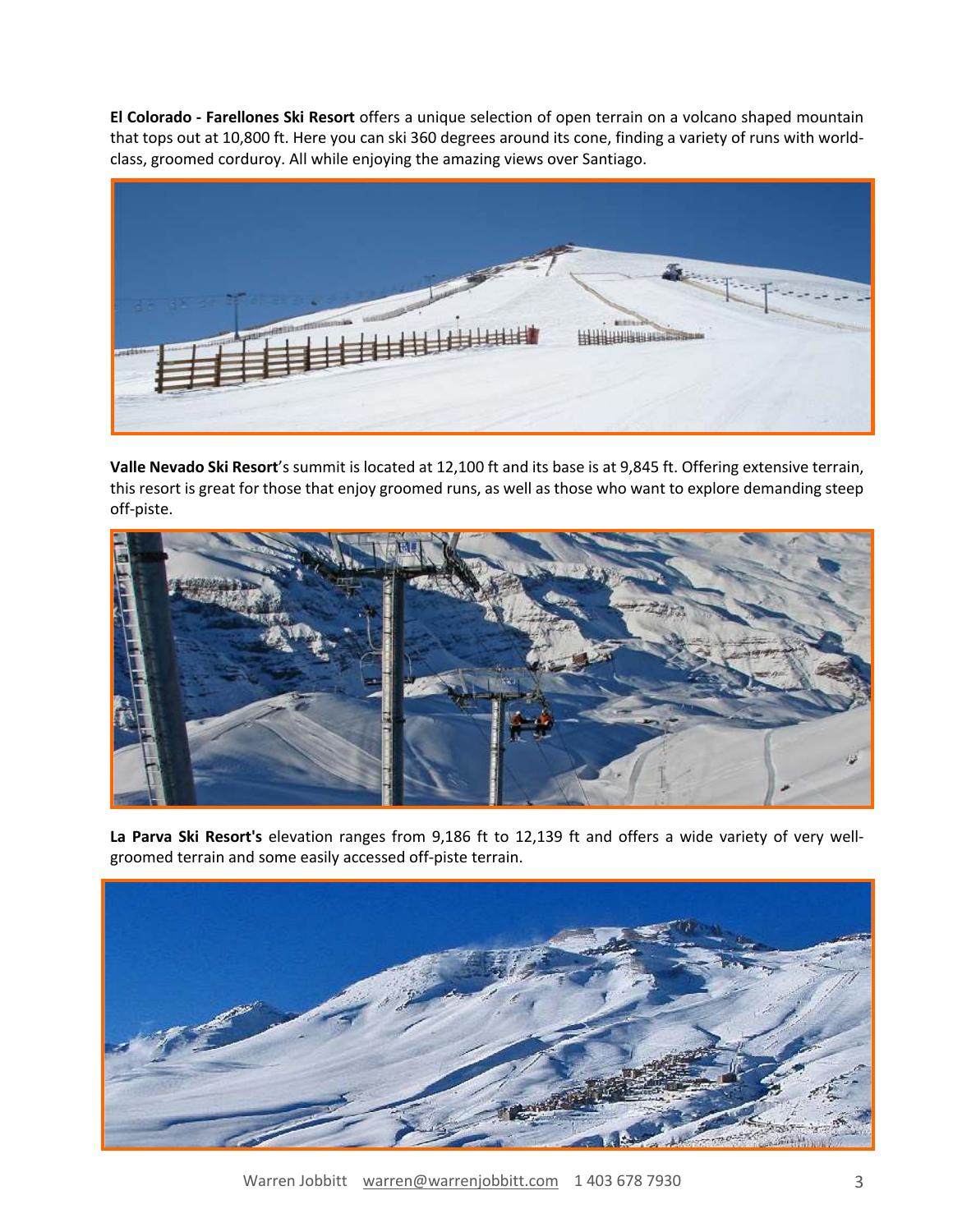**El Colorado - Farellones Ski Resort** offers a unique selection of open terrain on a volcano shaped mountain that tops out at 10,800 ft. Here you can ski 360 degrees around its cone, finding a variety of runs with world-class, groomed corduroy. All while enjoying the amazing views over Santiago.

**Valle Nevado Ski Resort**'s summit is located at 12,100 ft and its base is at 9,845 ft. Offering extensive terrain, this resort is great for those that enjoy groomed runs, as well as those who want to explore demanding steep off-piste.

**La Parva Ski Resort's** elevation ranges from 9,186 ft to 12,139 ft and offers a wide variety of very well-groomed terrain and some easily accessed off-piste terrain.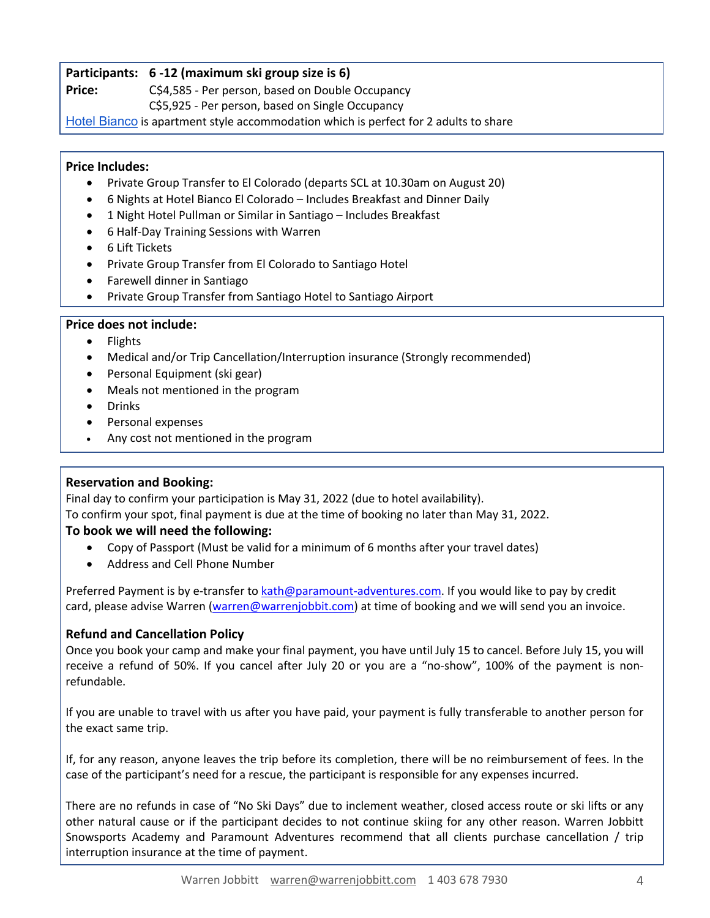**Participants:** **6 -12 (maximum ski group size is 6)**

**Price:** C$4,585 - Per person, based on Double Occupancy
C$5,925 - Per person, based on Single Occupancy

Hotel Bianco is apartment style accommodation which is perfect for 2 adults to share

**Price Includes:**

- Private Group Transfer to El Colorado (departs SCL at 10.30am on August 20)
- 6 Nights at Hotel Bianco El Colorado – Includes Breakfast and Dinner Daily
- 1 Night Hotel Pullman or Similar in Santiago – Includes Breakfast
- 6 Half-Day Training Sessions with Warren
- 6 Lift Tickets
- Private Group Transfer from El Colorado to Santiago Hotel
- Farewell dinner in Santiago
- Private Group Transfer from Santiago Hotel to Santiago Airport

**Price does not include:**

- Flights
- Medical and/or Trip Cancellation/Interruption insurance (Strongly recommended)
- Personal Equipment (ski gear)
- Meals not mentioned in the program
- Drinks
- Personal expenses
- Any cost not mentioned in the program

**Reservation and Booking:**

Final day to confirm your participation is May 31, 2022 (due to hotel availability).
To confirm your spot, final payment is due at the time of booking no later than May 31, 2022.

**To book we will need the following:**

- Copy of Passport (Must be valid for a minimum of 6 months after your travel dates)
- Address and Cell Phone Number

Preferred Payment is by e-transfer to kath@paramount-adventures.com. If you would like to pay by credit card, please advise Warren (warren@warrenjobbit.com) at time of booking and we will send you an invoice.

**Refund and Cancellation Policy**

Once you book your camp and make your final payment, you have until July 15 to cancel. Before July 15, you will receive a refund of 50%. If you cancel after July 20 or you are a "no-show", 100% of the payment is non-refundable.

If you are unable to travel with us after you have paid, your payment is fully transferable to another person for the exact same trip.

If, for any reason, anyone leaves the trip before its completion, there will be no reimbursement of fees. In the case of the participant's need for a rescue, the participant is responsible for any expenses incurred.

There are no refunds in case of "No Ski Days" due to inclement weather, closed access route or ski lifts or any other natural cause or if the participant decides to not continue skiing for any other reason. Warren Jobbitt Snowsports Academy and Paramount Adventures recommend that all clients purchase cancellation / trip interruption insurance at the time of payment.